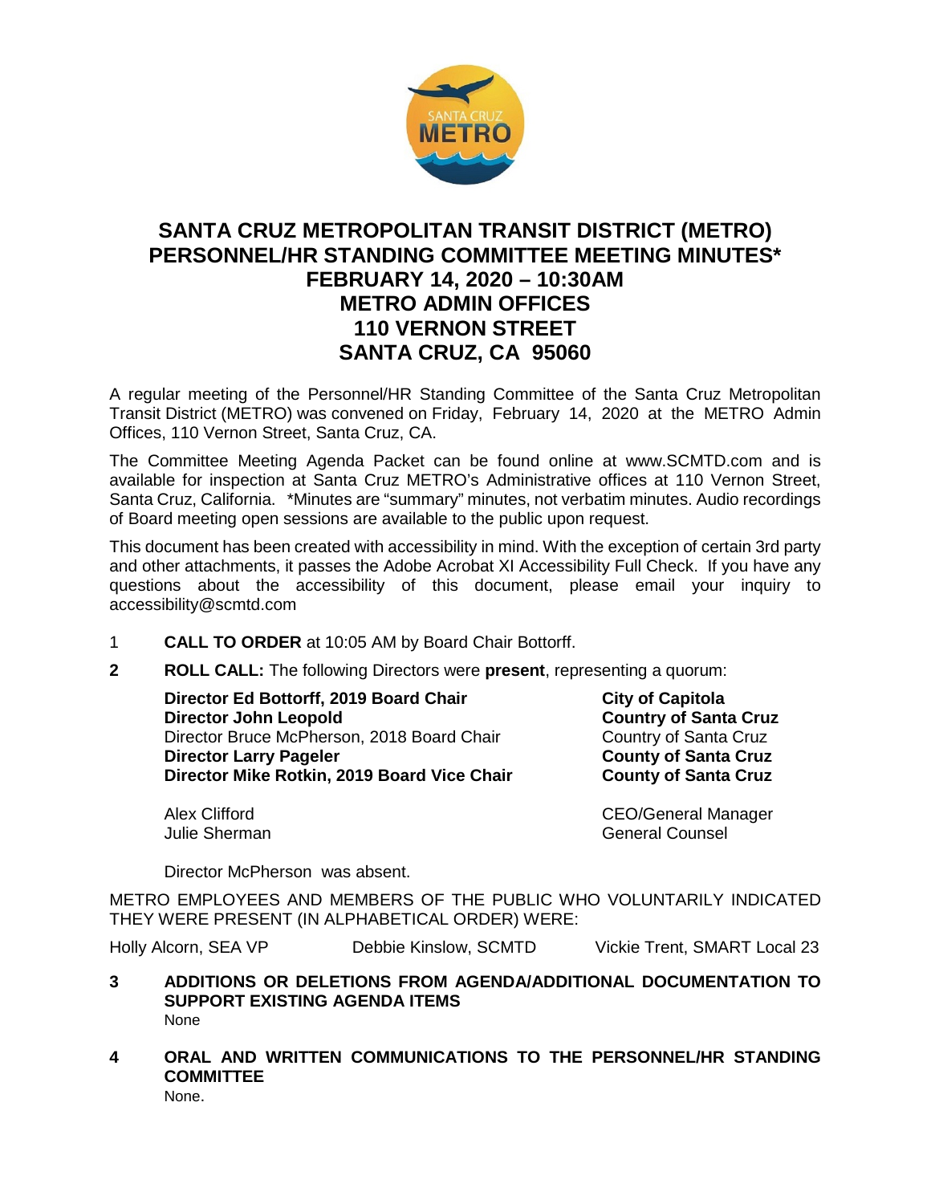# SANTA CRUZ METROPOLITAN TRANSIT DISTRICT (METRO) PERSONNEL/HR STANDING COMMITTEE MEETING MINUTES*
## FEBRUARY 14, 2020 – 10:30AM
## METRO ADMIN OFFICES
## 110 VERNON STREET
## SANTA CRUZ, CA 95060

A regular meeting of the Personnel/HR Standing Committee of the Santa Cruz Metropolitan Transit District (METRO) was convened on Friday, February 14, 2020 at the METRO Admin Offices, 110 Vernon Street, Santa Cruz, CA.

The Committee Meeting Agenda Packet can be found online at www.SCMTD.com and is available for inspection at Santa Cruz METRO's Administrative offices at 110 Vernon Street, Santa Cruz, California. *Minutes are "summary" minutes, not verbatim minutes. Audio recordings of Board meeting open sessions are available to the public upon request.

This document has been created with accessibility in mind. With the exception of certain 3rd party and other attachments, it passes the Adobe Acrobat XI Accessibility Full Check. If you have any questions about the accessibility of this document, please email your inquiry to accessibility@scmtd.com

1 **CALL TO ORDER** at 10:05 AM by Board Chair Bottorff.

**2 ROLL CALL:** The following Directors were **present**, representing a quorum:

| | |
|---|---|
| **Director Ed Bottorff, 2019 Board Chair** | **City of Capitola** |
| **Director John Leopold** | **Country of Santa Cruz** |
| Director Bruce McPherson, 2018 Board Chair | Country of Santa Cruz |
| **Director Larry Pageler** | **County of Santa Cruz** |
| **Director Mike Rotkin, 2019 Board Vice Chair** | **County of Santa Cruz** |
| Alex Clifford | CEO/General Manager |
| Julie Sherman | General Counsel |

Director McPherson was absent.

METRO EMPLOYEES AND MEMBERS OF THE PUBLIC WHO VOLUNTARILY INDICATED THEY WERE PRESENT (IN ALPHABETICAL ORDER) WERE:

Holly Alcorn, SEA VP  Debbie Kinslow, SCMTD  Vickie Trent, SMART Local 23

**3 ADDITIONS OR DELETIONS FROM AGENDA/ADDITIONAL DOCUMENTATION TO SUPPORT EXISTING AGENDA ITEMS**

None

**4 ORAL AND WRITTEN COMMUNICATIONS TO THE PERSONNEL/HR STANDING COMMITTEE**

None.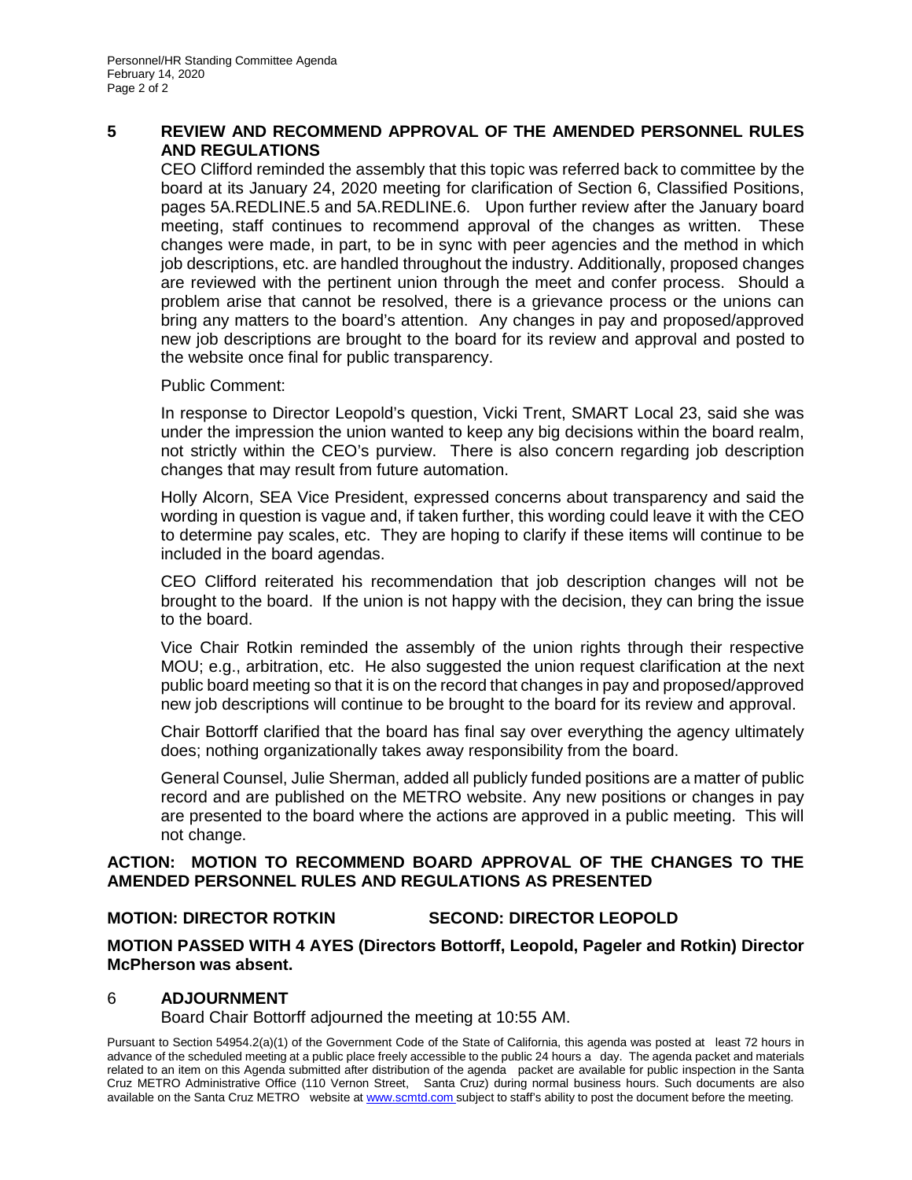## 5 REVIEW AND RECOMMEND APPROVAL OF THE AMENDED PERSONNEL RULES AND REGULATIONS

CEO Clifford reminded the assembly that this topic was referred back to committee by the board at its January 24, 2020 meeting for clarification of Section 6, Classified Positions, pages 5A.REDLINE.5 and 5A.REDLINE.6. Upon further review after the January board meeting, staff continues to recommend approval of the changes as written. These changes were made, in part, to be in sync with peer agencies and the method in which job descriptions, etc. are handled throughout the industry. Additionally, proposed changes are reviewed with the pertinent union through the meet and confer process. Should a problem arise that cannot be resolved, there is a grievance process or the unions can bring any matters to the board's attention. Any changes in pay and proposed/approved new job descriptions are brought to the board for its review and approval and posted to the website once final for public transparency.

Public Comment:

In response to Director Leopold's question, Vicki Trent, SMART Local 23, said she was under the impression the union wanted to keep any big decisions within the board realm, not strictly within the CEO's purview. There is also concern regarding job description changes that may result from future automation.

Holly Alcorn, SEA Vice President, expressed concerns about transparency and said the wording in question is vague and, if taken further, this wording could leave it with the CEO to determine pay scales, etc. They are hoping to clarify if these items will continue to be included in the board agendas.

CEO Clifford reiterated his recommendation that job description changes will not be brought to the board. If the union is not happy with the decision, they can bring the issue to the board.

Vice Chair Rotkin reminded the assembly of the union rights through their respective MOU; e.g., arbitration, etc. He also suggested the union request clarification at the next public board meeting so that it is on the record that changes in pay and proposed/approved new job descriptions will continue to be brought to the board for its review and approval.

Chair Bottorff clarified that the board has final say over everything the agency ultimately does; nothing organizationally takes away responsibility from the board.

General Counsel, Julie Sherman, added all publicly funded positions are a matter of public record and are published on the METRO website. Any new positions or changes in pay are presented to the board where the actions are approved in a public meeting. This will not change.

**ACTION: MOTION TO RECOMMEND BOARD APPROVAL OF THE CHANGES TO THE AMENDED PERSONNEL RULES AND REGULATIONS AS PRESENTED**

**MOTION: DIRECTOR ROTKIN SECOND: DIRECTOR LEOPOLD**

**MOTION PASSED WITH 4 AYES (Directors Bottorff, Leopold, Pageler and Rotkin) Director McPherson was absent.**

## 6 ADJOURNMENT

Board Chair Bottorff adjourned the meeting at 10:55 AM.

Pursuant to Section 54954.2(a)(1) of the Government Code of the State of California, this agenda was posted at least 72 hours in advance of the scheduled meeting at a public place freely accessible to the public 24 hours a day. The agenda packet and materials related to an item on this Agenda submitted after distribution of the agenda packet are available for public inspection in the Santa Cruz METRO Administrative Office (110 Vernon Street, Santa Cruz) during normal business hours. Such documents are also available on the Santa Cruz METRO website at www.scmtd.com subject to staff's ability to post the document before the meeting.